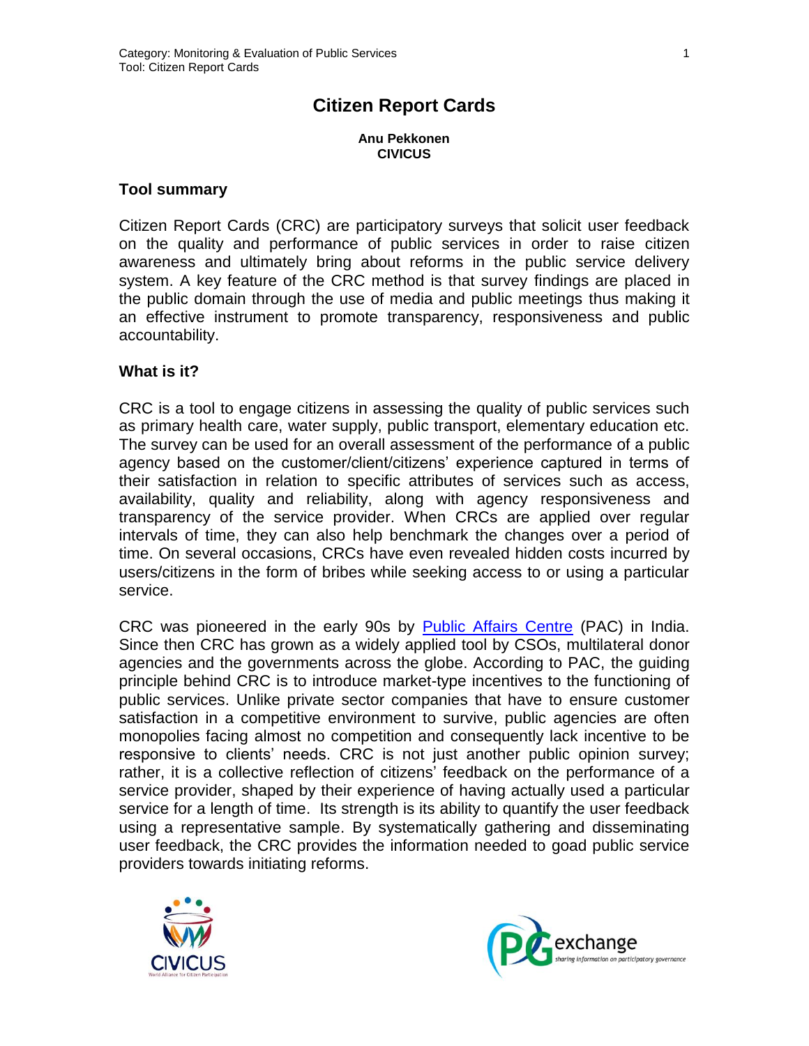# Citizen Report Cards

**Anu Pekkonen**
**CIVICUS**

## Tool summary

Citizen Report Cards (CRC) are participatory surveys that solicit user feedback on the quality and performance of public services in order to raise citizen awareness and ultimately bring about reforms in the public service delivery system. A key feature of the CRC method is that survey findings are placed in the public domain through the use of media and public meetings thus making it an effective instrument to promote transparency, responsiveness and public accountability.

## What is it?

CRC is a tool to engage citizens in assessing the quality of public services such as primary health care, water supply, public transport, elementary education etc. The survey can be used for an overall assessment of the performance of a public agency based on the customer/client/citizens' experience captured in terms of their satisfaction in relation to specific attributes of services such as access, availability, quality and reliability, along with agency responsiveness and transparency of the service provider. When CRCs are applied over regular intervals of time, they can also help benchmark the changes over a period of time. On several occasions, CRCs have even revealed hidden costs incurred by users/citizens in the form of bribes while seeking access to or using a particular service.

CRC was pioneered in the early 90s by [Public Affairs Centre](#) (PAC) in India. Since then CRC has grown as a widely applied tool by CSOs, multilateral donor agencies and the governments across the globe. According to PAC, the guiding principle behind CRC is to introduce market-type incentives to the functioning of public services. Unlike private sector companies that have to ensure customer satisfaction in a competitive environment to survive, public agencies are often monopolies facing almost no competition and consequently lack incentive to be responsive to clients' needs. CRC is not just another public opinion survey; rather, it is a collective reflection of citizens' feedback on the performance of a service provider, shaped by their experience of having actually used a particular service for a length of time. Its strength is its ability to quantify the user feedback using a representative sample. By systematically gathering and disseminating user feedback, the CRC provides the information needed to goad public service providers towards initiating reforms.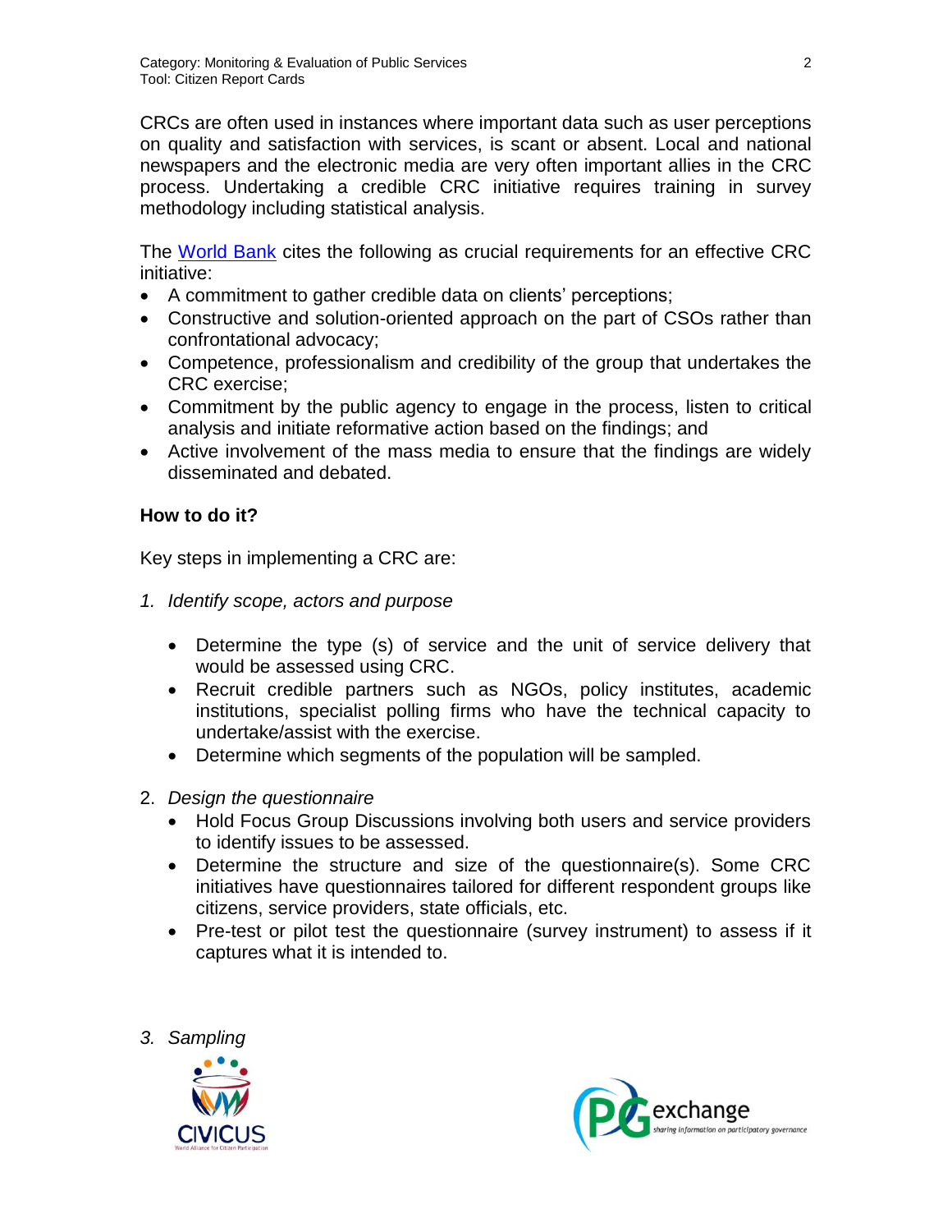CRCs are often used in instances where important data such as user perceptions on quality and satisfaction with services, is scant or absent. Local and national newspapers and the electronic media are very often important allies in the CRC process. Undertaking a credible CRC initiative requires training in survey methodology including statistical analysis.

The [World Bank](#) cites the following as crucial requirements for an effective CRC initiative:

- A commitment to gather credible data on clients' perceptions;
- Constructive and solution-oriented approach on the part of CSOs rather than confrontational advocacy;
- Competence, professionalism and credibility of the group that undertakes the CRC exercise;
- Commitment by the public agency to engage in the process, listen to critical analysis and initiate reformative action based on the findings; and
- Active involvement of the mass media to ensure that the findings are widely disseminated and debated.

**How to do it?**

Key steps in implementing a CRC are:

1. *Identify scope, actors and purpose*
    - Determine the type (s) of service and the unit of service delivery that would be assessed using CRC.
    - Recruit credible partners such as NGOs, policy institutes, academic institutions, specialist polling firms who have the technical capacity to undertake/assist with the exercise.
    - Determine which segments of the population will be sampled.
2. *Design the questionnaire*
    - Hold Focus Group Discussions involving both users and service providers to identify issues to be assessed.
    - Determine the structure and size of the questionnaire(s). Some CRC initiatives have questionnaires tailored for different respondent groups like citizens, service providers, state officials, etc.
    - Pre-test or pilot test the questionnaire (survey instrument) to assess if it captures what it is intended to.
3. *Sampling*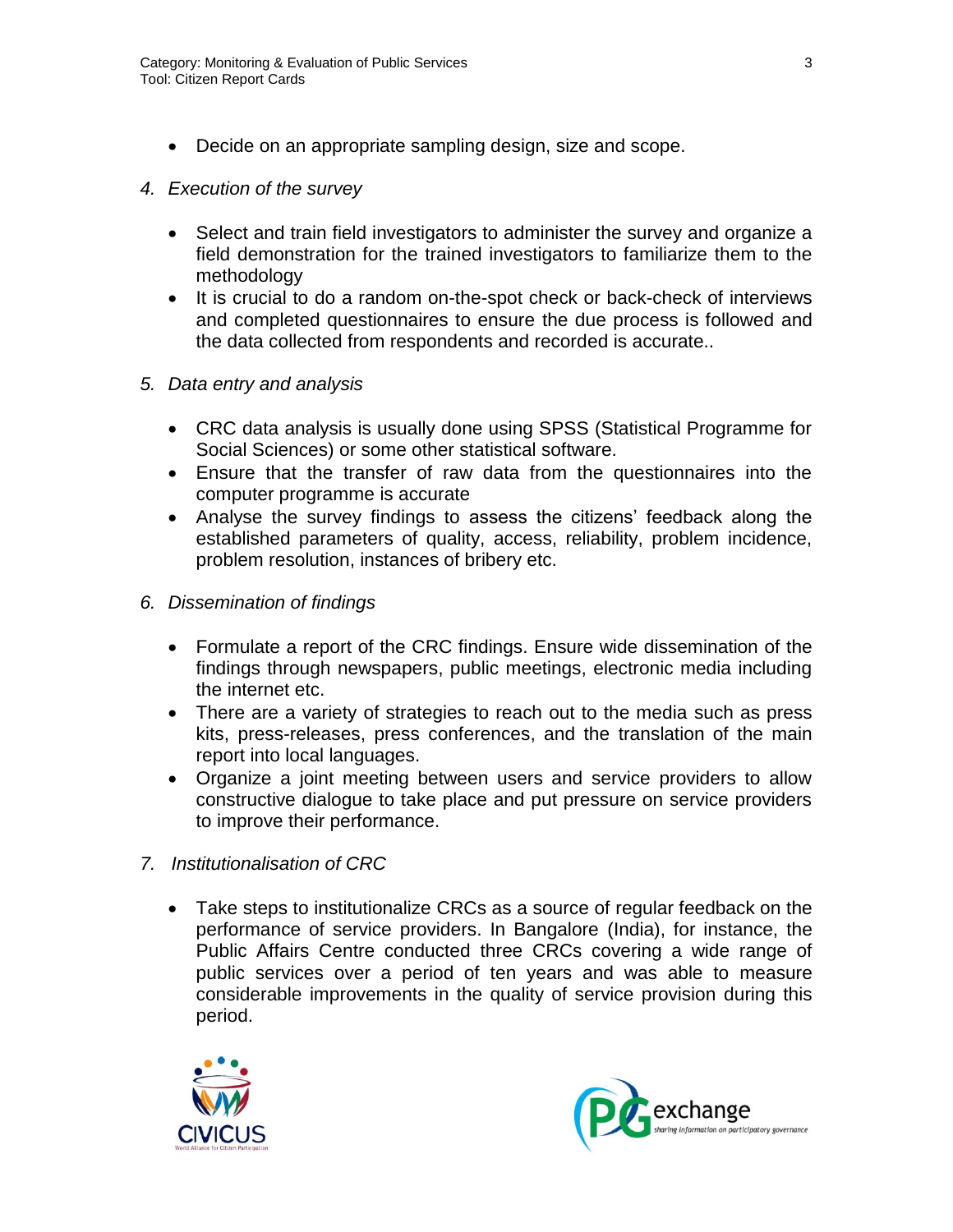- Decide on an appropriate sampling design, size and scope.

*4. Execution of the survey*

- Select and train field investigators to administer the survey and organize a field demonstration for the trained investigators to familiarize them to the methodology
- It is crucial to do a random on-the-spot check or back-check of interviews and completed questionnaires to ensure the due process is followed and the data collected from respondents and recorded is accurate..

*5. Data entry and analysis*

- CRC data analysis is usually done using SPSS (Statistical Programme for Social Sciences) or some other statistical software.
- Ensure that the transfer of raw data from the questionnaires into the computer programme is accurate
- Analyse the survey findings to assess the citizens' feedback along the established parameters of quality, access, reliability, problem incidence, problem resolution, instances of bribery etc.

*6. Dissemination of findings*

- Formulate a report of the CRC findings. Ensure wide dissemination of the findings through newspapers, public meetings, electronic media including the internet etc.
- There are a variety of strategies to reach out to the media such as press kits, press-releases, press conferences, and the translation of the main report into local languages.
- Organize a joint meeting between users and service providers to allow constructive dialogue to take place and put pressure on service providers to improve their performance.

*7. Institutionalisation of CRC*

- Take steps to institutionalize CRCs as a source of regular feedback on the performance of service providers. In Bangalore (India), for instance, the Public Affairs Centre conducted three CRCs covering a wide range of public services over a period of ten years and was able to measure considerable improvements in the quality of service provision during this period.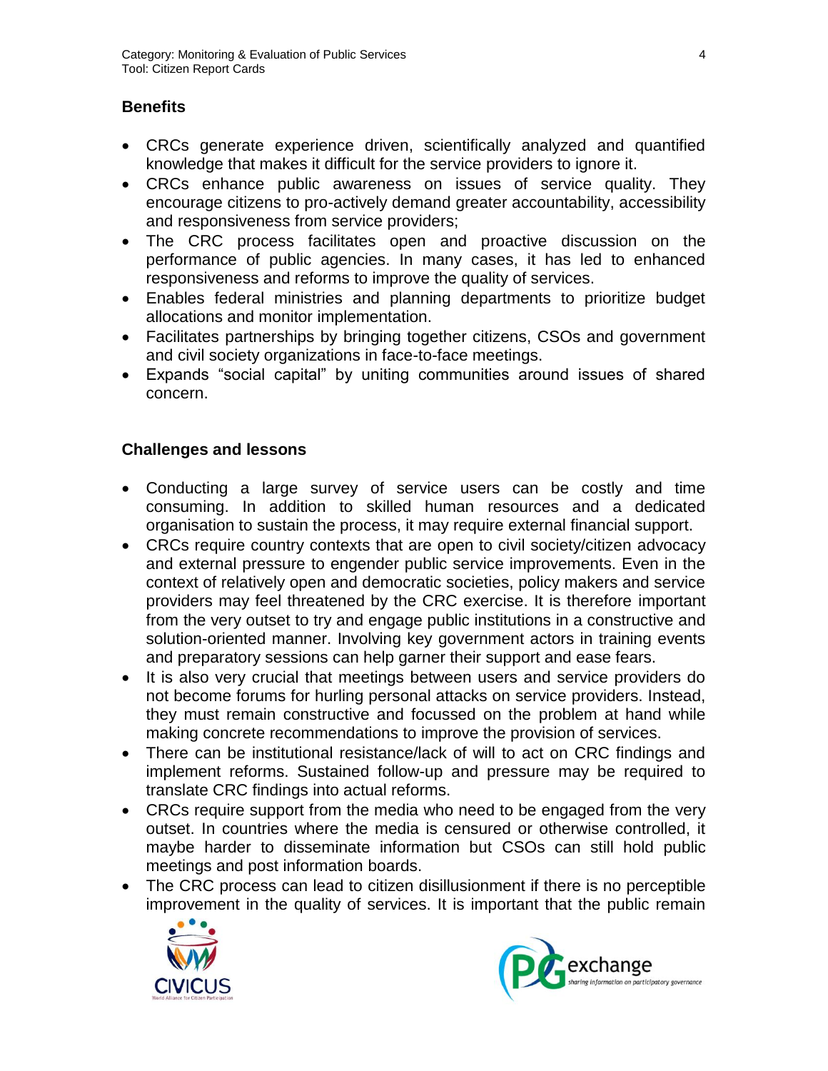## Benefits

- CRCs generate experience driven, scientifically analyzed and quantified knowledge that makes it difficult for the service providers to ignore it.
- CRCs enhance public awareness on issues of service quality. They encourage citizens to pro-actively demand greater accountability, accessibility and responsiveness from service providers;
- The CRC process facilitates open and proactive discussion on the performance of public agencies. In many cases, it has led to enhanced responsiveness and reforms to improve the quality of services.
- Enables federal ministries and planning departments to prioritize budget allocations and monitor implementation.
- Facilitates partnerships by bringing together citizens, CSOs and government and civil society organizations in face-to-face meetings.
- Expands "social capital" by uniting communities around issues of shared concern.

## Challenges and lessons

- Conducting a large survey of service users can be costly and time consuming. In addition to skilled human resources and a dedicated organisation to sustain the process, it may require external financial support.
- CRCs require country contexts that are open to civil society/citizen advocacy and external pressure to engender public service improvements. Even in the context of relatively open and democratic societies, policy makers and service providers may feel threatened by the CRC exercise. It is therefore important from the very outset to try and engage public institutions in a constructive and solution-oriented manner. Involving key government actors in training events and preparatory sessions can help garner their support and ease fears.
- It is also very crucial that meetings between users and service providers do not become forums for hurling personal attacks on service providers. Instead, they must remain constructive and focussed on the problem at hand while making concrete recommendations to improve the provision of services.
- There can be institutional resistance/lack of will to act on CRC findings and implement reforms. Sustained follow-up and pressure may be required to translate CRC findings into actual reforms.
- CRCs require support from the media who need to be engaged from the very outset. In countries where the media is censured or otherwise controlled, it maybe harder to disseminate information but CSOs can still hold public meetings and post information boards.
- The CRC process can lead to citizen disillusionment if there is no perceptible improvement in the quality of services. It is important that the public remain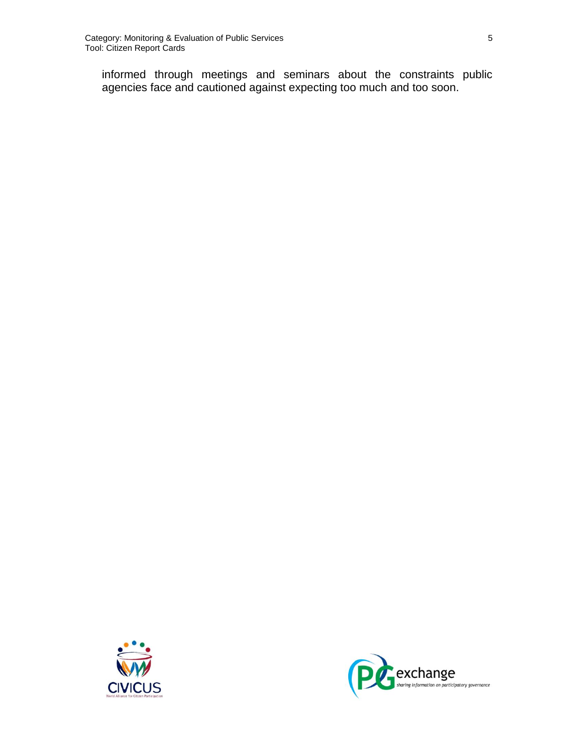informed through meetings and seminars about the constraints public agencies face and cautioned against expecting too much and too soon.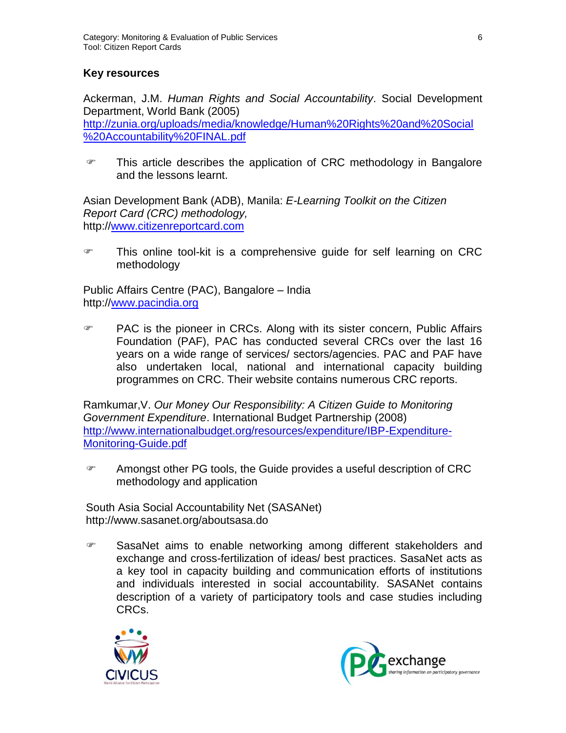## Key resources

Ackerman, J.M. *Human Rights and Social Accountability*. Social Development Department, World Bank (2005)
http://zunia.org/uploads/media/knowledge/Human%20Rights%20and%20Social%20Accountability%20FINAL.pdf

- This article describes the application of CRC methodology in Bangalore and the lessons learnt.

Asian Development Bank (ADB), Manila: *E-Learning Toolkit on the Citizen Report Card (CRC) methodology,*
http://www.citizenreportcard.com

- This online tool-kit is a comprehensive guide for self learning on CRC methodology

Public Affairs Centre (PAC), Bangalore – India
http://www.pacindia.org

- PAC is the pioneer in CRCs. Along with its sister concern, Public Affairs Foundation (PAF), PAC has conducted several CRCs over the last 16 years on a wide range of services/ sectors/agencies. PAC and PAF have also undertaken local, national and international capacity building programmes on CRC. Their website contains numerous CRC reports.

Ramkumar,V. *Our Money Our Responsibility: A Citizen Guide to Monitoring Government Expenditure*. International Budget Partnership (2008)
http://www.internationalbudget.org/resources/expenditure/IBP-Expenditure-Monitoring-Guide.pdf

- Amongst other PG tools, the Guide provides a useful description of CRC methodology and application

South Asia Social Accountability Net (SASANet)
http://www.sasanet.org/aboutsasa.do

- SasaNet aims to enable networking among different stakeholders and exchange and cross-fertilization of ideas/ best practices. SasaNet acts as a key tool in capacity building and communication efforts of institutions and individuals interested in social accountability. SASANet contains description of a variety of participatory tools and case studies including CRCs.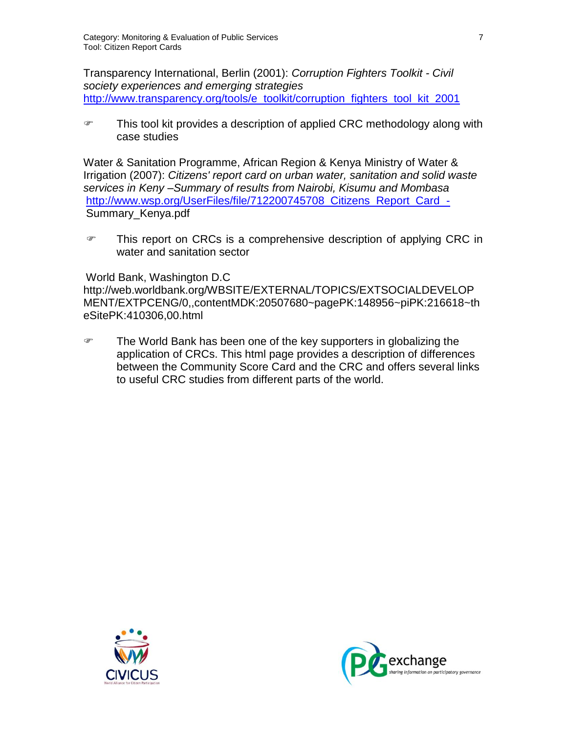Transparency International, Berlin (2001): *Corruption Fighters Toolkit - Civil society experiences and emerging strategies*
http://www.transparency.org/tools/e_toolkit/corruption_fighters_tool_kit_2001

- This tool kit provides a description of applied CRC methodology along with case studies

Water & Sanitation Programme, African Region & Kenya Ministry of Water & Irrigation (2007): *Citizens' report card on urban water, sanitation and solid waste services in Keny –Summary of results from Nairobi, Kisumu and Mombasa*
http://www.wsp.org/UserFiles/file/712200745708_Citizens_Report_Card_-Summary_Kenya.pdf

- This report on CRCs is a comprehensive description of applying CRC in water and sanitation sector

World Bank, Washington D.C
http://web.worldbank.org/WBSITE/EXTERNAL/TOPICS/EXTSOCIALDEVELOPMENT/EXTPCENG/0,,contentMDK:20507680~pagePK:148956~piPK:216618~theSitePK:410306,00.html

- The World Bank has been one of the key supporters in globalizing the application of CRCs. This html page provides a description of differences between the Community Score Card and the CRC and offers several links to useful CRC studies from different parts of the world.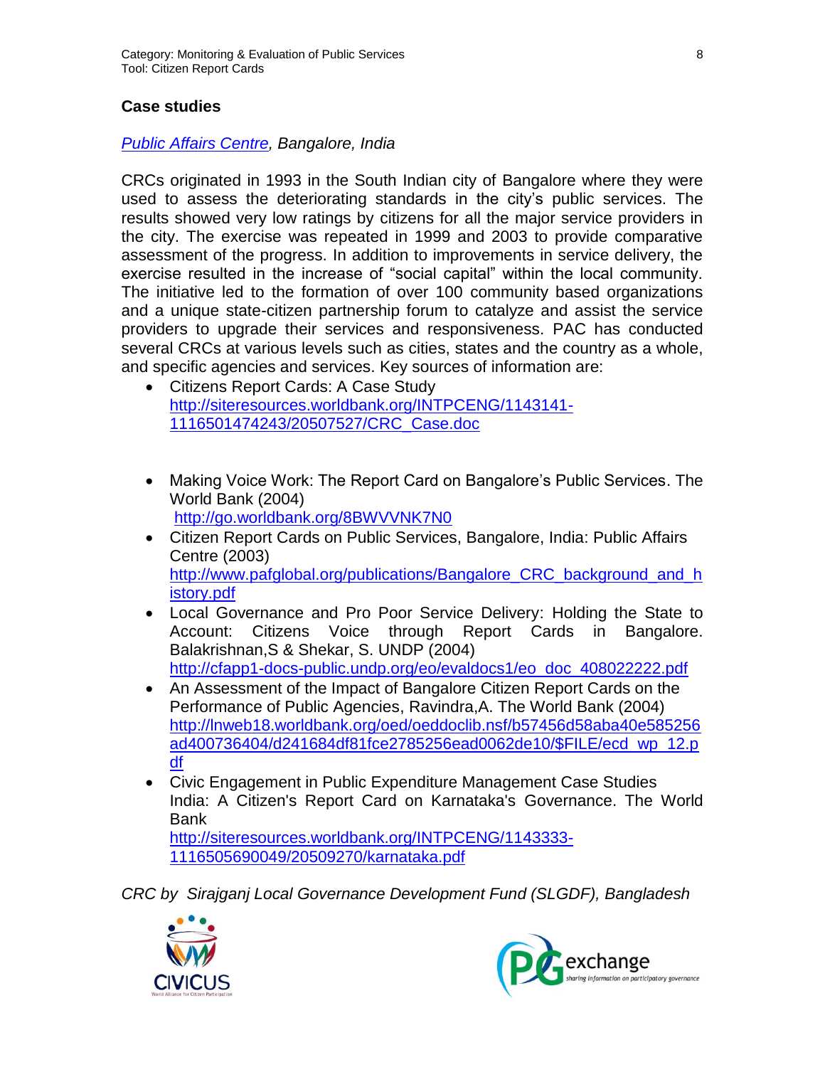## Case studies

*Public Affairs Centre, Bangalore, India*

CRCs originated in 1993 in the South Indian city of Bangalore where they were used to assess the deteriorating standards in the city's public services. The results showed very low ratings by citizens for all the major service providers in the city. The exercise was repeated in 1999 and 2003 to provide comparative assessment of the progress. In addition to improvements in service delivery, the exercise resulted in the increase of "social capital" within the local community. The initiative led to the formation of over 100 community based organizations and a unique state-citizen partnership forum to catalyze and assist the service providers to upgrade their services and responsiveness. PAC has conducted several CRCs at various levels such as cities, states and the country as a whole, and specific agencies and services. Key sources of information are:

- Citizens Report Cards: A Case Study
  http://siteresources.worldbank.org/INTPCENG/1143141-1116501474243/20507527/CRC_Case.doc
- Making Voice Work: The Report Card on Bangalore's Public Services. The World Bank (2004)
  http://go.worldbank.org/8BWVVNK7N0
- Citizen Report Cards on Public Services, Bangalore, India: Public Affairs Centre (2003)
  http://www.pafglobal.org/publications/Bangalore_CRC_background_and_history.pdf
- Local Governance and Pro Poor Service Delivery: Holding the State to Account: Citizens Voice through Report Cards in Bangalore. Balakrishnan,S & Shekar, S. UNDP (2004)
  http://cfapp1-docs-public.undp.org/eo/evaldocs1/eo_doc_408022222.pdf
- An Assessment of the Impact of Bangalore Citizen Report Cards on the Performance of Public Agencies, Ravindra,A. The World Bank (2004)
  http://lnweb18.worldbank.org/oed/oeddoclib.nsf/b57456d58aba40e585256ad400736404/d241684df81fce2785256ead0062de10/$FILE/ecd_wp_12.pdf
- Civic Engagement in Public Expenditure Management Case Studies India: A Citizen's Report Card on Karnataka's Governance. The World Bank
  http://siteresources.worldbank.org/INTPCENG/1143333-1116505690049/20509270/karnataka.pdf

*CRC by Sirajganj Local Governance Development Fund (SLGDF), Bangladesh*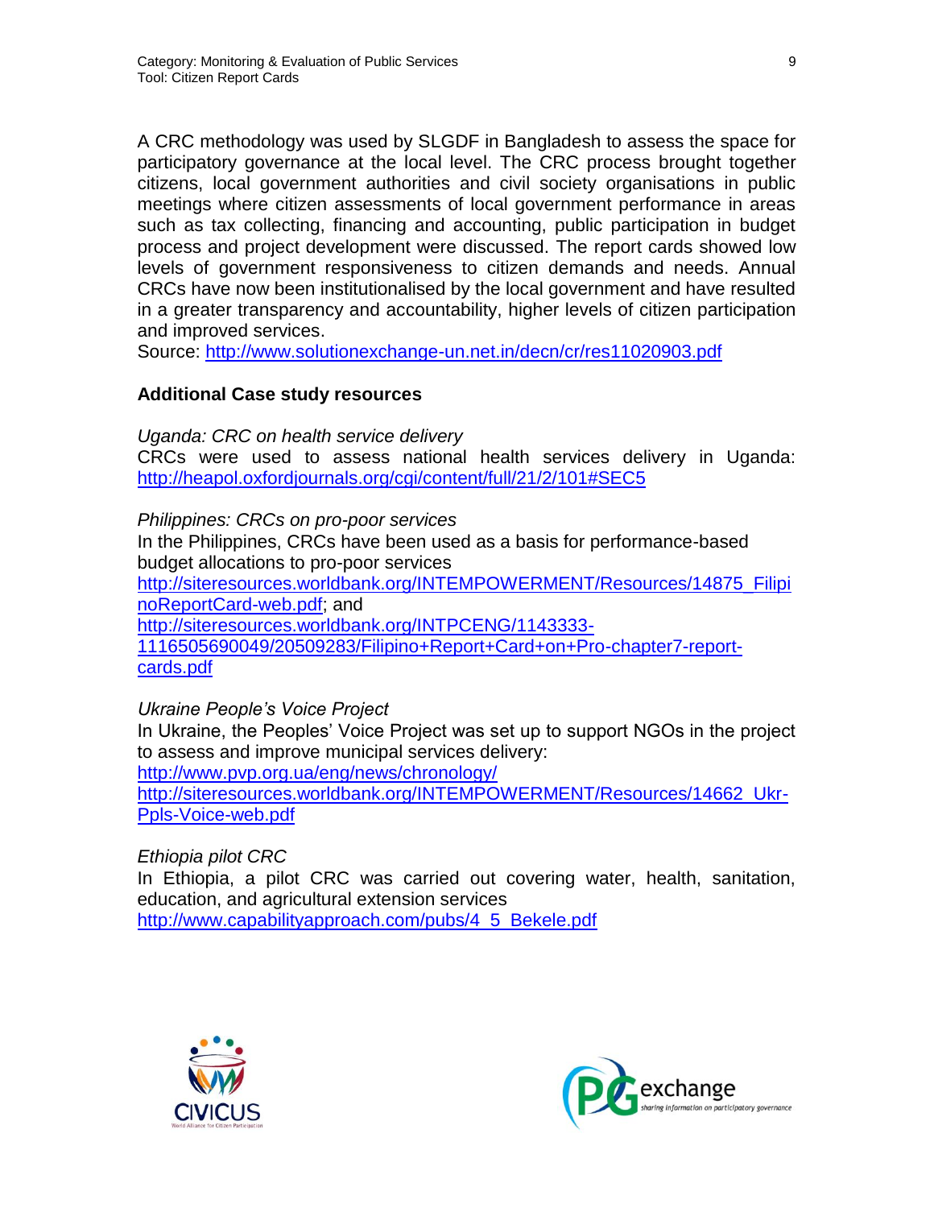A CRC methodology was used by SLGDF in Bangladesh to assess the space for participatory governance at the local level. The CRC process brought together citizens, local government authorities and civil society organisations in public meetings where citizen assessments of local government performance in areas such as tax collecting, financing and accounting, public participation in budget process and project development were discussed. The report cards showed low levels of government responsiveness to citizen demands and needs. Annual CRCs have now been institutionalised by the local government and have resulted in a greater transparency and accountability, higher levels of citizen participation and improved services.
Source: http://www.solutionexchange-un.net.in/decn/cr/res11020903.pdf

### Additional Case study resources

*Uganda: CRC on health service delivery*
CRCs were used to assess national health services delivery in Uganda: http://heapol.oxfordjournals.org/cgi/content/full/21/2/101#SEC5

*Philippines: CRCs on pro-poor services*
In the Philippines, CRCs have been used as a basis for performance-based budget allocations to pro-poor services
http://siteresources.worldbank.org/INTEMPOWERMENT/Resources/14875_FilipinoReportCard-web.pdf; and
http://siteresources.worldbank.org/INTPCENG/1143333-1116505690049/20509283/Filipino+Report+Card+on+Pro-chapter7-report-cards.pdf

*Ukraine People's Voice Project*
In Ukraine, the Peoples' Voice Project was set up to support NGOs in the project to assess and improve municipal services delivery:
http://www.pvp.org.ua/eng/news/chronology/
http://siteresources.worldbank.org/INTEMPOWERMENT/Resources/14662_Ukr-Ppls-Voice-web.pdf

*Ethiopia pilot CRC*
In Ethiopia, a pilot CRC was carried out covering water, health, sanitation, education, and agricultural extension services
http://www.capabilityapproach.com/pubs/4_5_Bekele.pdf